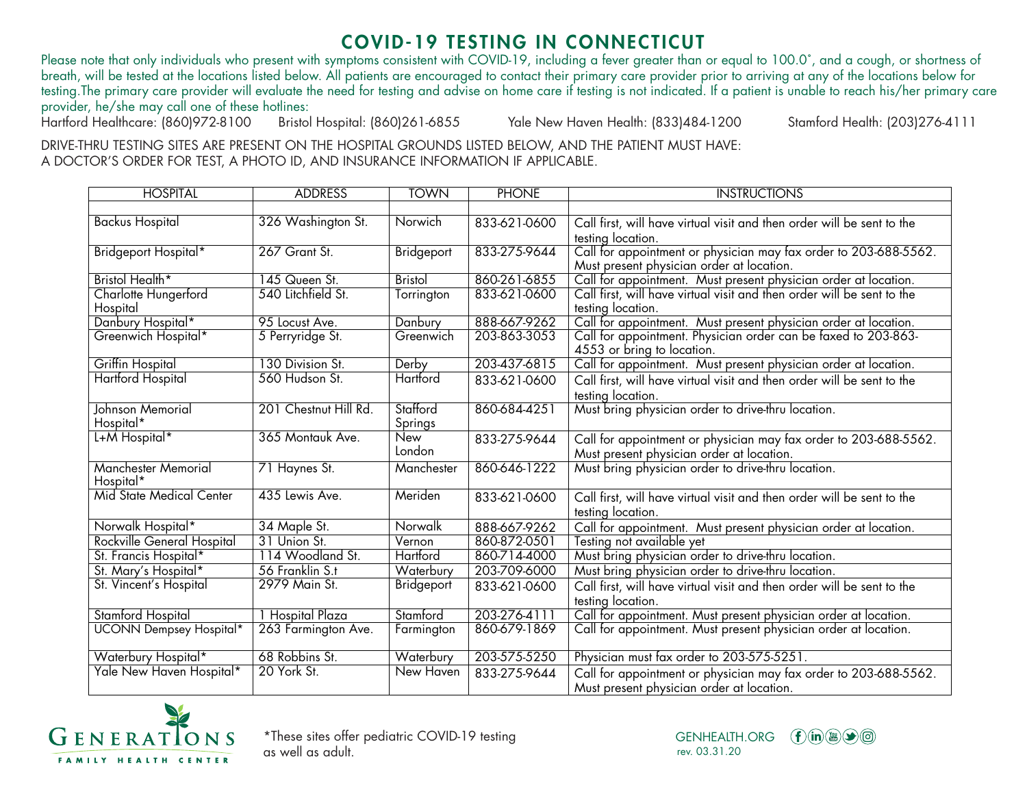# COVID-19 TESTING IN CONNECTICUT

Please note that only individuals who present with symptoms consistent with COVID-19, including a fever greater than or equal to 100.0˚, and a cough, or shortness of breath, will be tested at the locations listed below. All patients are encouraged to contact their primary care provider prior to arriving at any of the locations below for testing.The primary care provider will evaluate the need for testing and advise on home care if testing is not indicated. If a patient is unable to reach his/her primary care provider, he/she may call one of these hotlines:

Hartford Healthcare: (860)972-8100 Bristol Hospital: (860)261-6855 Yale New Haven Health: (833)484-1200 Stamford Health: (203)276-4111

DRIVE-THRU TESTING SITES ARE PRESENT ON THE HOSPITAL GROUNDS LISTED BELOW, AND THE PATIENT MUST HAVE:
A DOCTOR'S ORDER FOR TEST, A PHOTO ID, AND INSURANCE INFORMATION IF APPLICABLE.

| HOSPITAL | ADDRESS | TOWN | PHONE | INSTRUCTIONS |
|---|---|---|---|---|
| | | | | |
| Backus Hospital | 326 Washington St. | Norwich | 833-621-0600 | Call first, will have virtual visit and then order will be sent to the testing location. |
| Bridgeport Hospital* | 267 Grant St. | Bridgeport | 833-275-9644 | Call for appointment or physician may fax order to 203-688-5562. Must present physician order at location. |
| Bristol Health* | 145 Queen St. | Bristol | 860-261-6855 | Call for appointment. Must present physician order at location. |
| Charlotte Hungerford Hospital | 540 Litchfield St. | Torrington | 833-621-0600 | Call first, will have virtual visit and then order will be sent to the testing location. |
| Danbury Hospital* | 95 Locust Ave. | Danbury | 888-667-9262 | Call for appointment. Must present physician order at location. |
| Greenwich Hospital* | 5 Perryridge St. | Greenwich | 203-863-3053 | Call for appointment. Physician order can be faxed to 203-863-4553 or bring to location. |
| Griffin Hospital | 130 Division St. | Derby | 203-437-6815 | Call for appointment. Must present physician order at location. |
| Hartford Hospital | 560 Hudson St. | Hartford | 833-621-0600 | Call first, will have virtual visit and then order will be sent to the testing location. |
| Johnson Memorial Hospital* | 201 Chestnut Hill Rd. | Stafford Springs | 860-684-4251 | Must bring physician order to drive-thru location. |
| L+M Hospital* | 365 Montauk Ave. | New London | 833-275-9644 | Call for appointment or physician may fax order to 203-688-5562. Must present physician order at location. |
| Manchester Memorial Hospital* | 71 Haynes St. | Manchester | 860-646-1222 | Must bring physician order to drive-thru location. |
| Mid State Medical Center | 435 Lewis Ave. | Meriden | 833-621-0600 | Call first, will have virtual visit and then order will be sent to the testing location. |
| Norwalk Hospital* | 34 Maple St. | Norwalk | 888-667-9262 | Call for appointment. Must present physician order at location. |
| Rockville General Hospital | 31 Union St. | Vernon | 860-872-0501 | Testing not available yet |
| St. Francis Hospital* | 114 Woodland St. | Hartford | 860-714-4000 | Must bring physician order to drive-thru location. |
| St. Mary's Hospital* | 56 Franklin S.t | Waterbury | 203-709-6000 | Must bring physician order to drive-thru location. |
| St. Vincent's Hospital | 2979 Main St. | Bridgeport | 833-621-0600 | Call first, will have virtual visit and then order will be sent to the testing location. |
| Stamford Hospital | 1 Hospital Plaza | Stamford | 203-276-4111 | Call for appointment. Must present physician order at location. |
| UCONN Dempsey Hospital* | 263 Farmington Ave. | Farmington | 860-679-1869 | Call for appointment. Must present physician order at location. |
| Waterbury Hospital* | 68 Robbins St. | Waterbury | 203-575-5250 | Physician must fax order to 203-575-5251. |
| Yale New Haven Hospital* | 20 York St. | New Haven | 833-275-9644 | Call for appointment or physician may fax order to 203-688-5562. Must present physician order at location. |

GENERATIONS FAMILY HEALTH CENTER

*These sites offer pediatric COVID-19 testing as well as adult.

GENHEALTH.ORG
rev. 03.31.20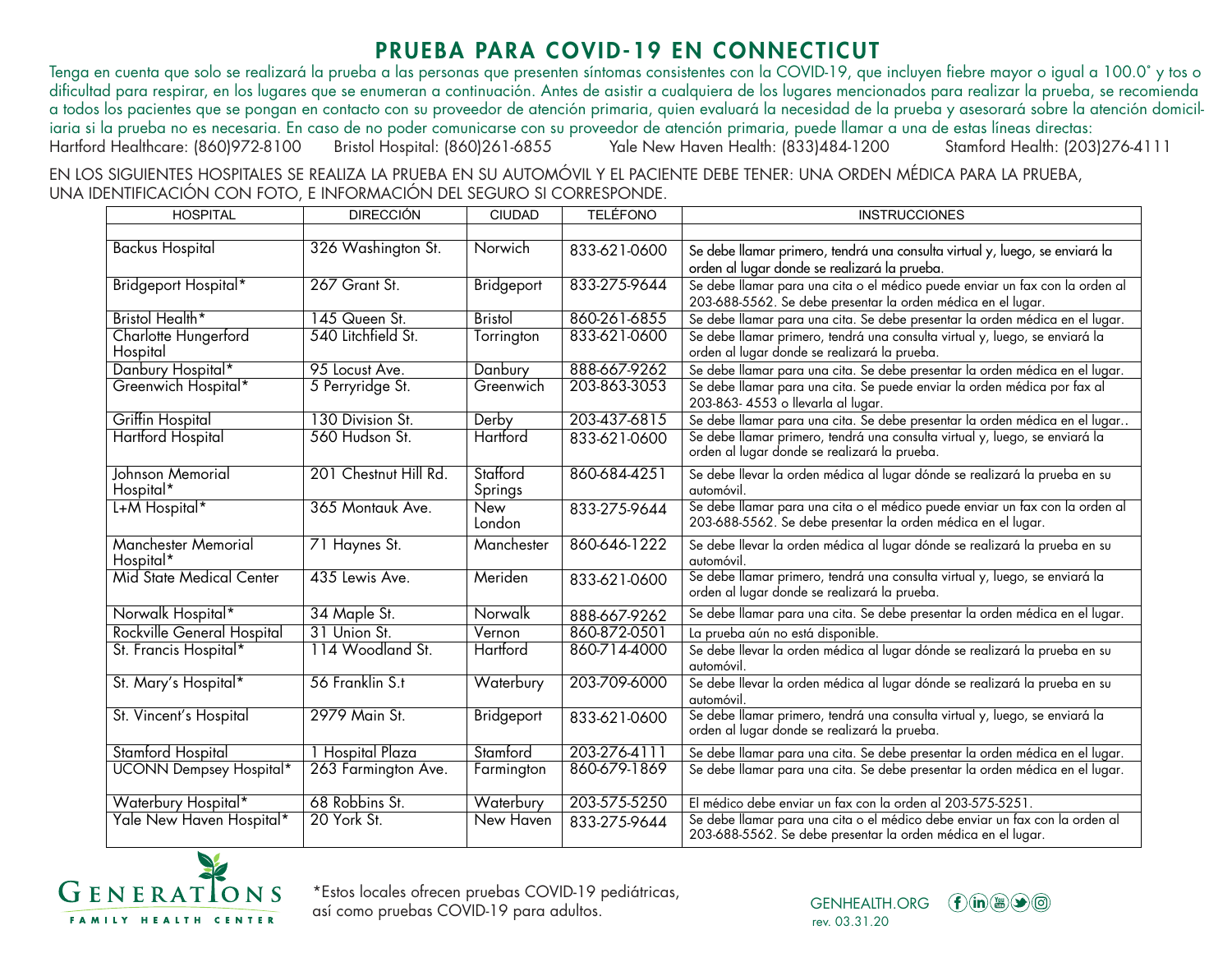# PRUEBA PARA COVID-19 EN CONNECTICUT

Tenga en cuenta que solo se realizará la prueba a las personas que presenten síntomas consistentes con la COVID-19, que incluyen fiebre mayor o igual a 100.0˚ y tos o dificultad para respirar, en los lugares que se enumeran a continuación. Antes de asistir a cualquiera de los lugares mencionados para realizar la prueba, se recomienda a todos los pacientes que se pongan en contacto con su proveedor de atención primaria, quien evaluará la necesidad de la prueba y asesorará sobre la atención domiciliaria si la prueba no es necesaria. En caso de no poder comunicarse con su proveedor de atención primaria, puede llamar a una de estas líneas directas:

Hartford Healthcare: (860)972-8100 Bristol Hospital: (860)261-6855 Yale New Haven Health: (833)484-1200 Stamford Health: (203)276-4111

EN LOS SIGUIENTES HOSPITALES SE REALIZA LA PRUEBA EN SU AUTOMÓVIL Y EL PACIENTE DEBE TENER: UNA ORDEN MÉDICA PARA LA PRUEBA, UNA IDENTIFICACIÓN CON FOTO, E INFORMACIÓN DEL SEGURO SI CORRESPONDE.

| HOSPITAL | DIRECCIÓN | CIUDAD | TELÉFONO | INSTRUCCIONES |
|---|---|---|---|---|
| Backus Hospital | 326 Washington St. | Norwich | 833-621-0600 | Se debe llamar primero, tendrá una consulta virtual y, luego, se enviará la orden al lugar donde se realizará la prueba. |
| Bridgeport Hospital* | 267 Grant St. | Bridgeport | 833-275-9644 | Se debe llamar para una cita o el médico puede enviar un fax con la orden al 203-688-5562. Se debe presentar la orden médica en el lugar. |
| Bristol Health* | 145 Queen St. | Bristol | 860-261-6855 | Se debe llamar para una cita. Se debe presentar la orden médica en el lugar. |
| Charlotte Hungerford Hospital | 540 Litchfield St. | Torrington | 833-621-0600 | Se debe llamar primero, tendrá una consulta virtual y, luego, se enviará la orden al lugar donde se realizará la prueba. |
| Danbury Hospital* | 95 Locust Ave. | Danbury | 888-667-9262 | Se debe llamar para una cita. Se debe presentar la orden médica en el lugar. |
| Greenwich Hospital* | 5 Perryridge St. | Greenwich | 203-863-3053 | Se debe llamar para una cita. Se puede enviar la orden médica por fax al 203-863- 4553 o llevarla al lugar. |
| Griffin Hospital | 130 Division St. | Derby | 203-437-6815 | Se debe llamar para una cita. Se debe presentar la orden médica en el lugar.. |
| Hartford Hospital | 560 Hudson St. | Hartford | 833-621-0600 | Se debe llamar primero, tendrá una consulta virtual y, luego, se enviará la orden al lugar donde se realizará la prueba. |
| Johnson Memorial Hospital* | 201 Chestnut Hill Rd. | Stafford Springs | 860-684-4251 | Se debe llevar la orden médica al lugar dónde se realizará la prueba en su automóvil. |
| L+M Hospital* | 365 Montauk Ave. | New London | 833-275-9644 | Se debe llamar para una cita o el médico puede enviar un fax con la orden al 203-688-5562. Se debe presentar la orden médica en el lugar. |
| Manchester Memorial Hospital* | 71 Haynes St. | Manchester | 860-646-1222 | Se debe llevar la orden médica al lugar dónde se realizará la prueba en su automóvil. |
| Mid State Medical Center | 435 Lewis Ave. | Meriden | 833-621-0600 | Se debe llamar primero, tendrá una consulta virtual y, luego, se enviará la orden al lugar donde se realizará la prueba. |
| Norwalk Hospital* | 34 Maple St. | Norwalk | 888-667-9262 | Se debe llamar para una cita. Se debe presentar la orden médica en el lugar. |
| Rockville General Hospital | 31 Union St. | Vernon | 860-872-0501 | La prueba aún no está disponible. |
| St. Francis Hospital* | 114 Woodland St. | Hartford | 860-714-4000 | Se debe llevar la orden médica al lugar dónde se realizará la prueba en su automóvil. |
| St. Mary's Hospital* | 56 Franklin S.t | Waterbury | 203-709-6000 | Se debe llevar la orden médica al lugar dónde se realizará la prueba en su automóvil. |
| St. Vincent's Hospital | 2979 Main St. | Bridgeport | 833-621-0600 | Se debe llamar primero, tendrá una consulta virtual y, luego, se enviará la orden al lugar donde se realizará la prueba. |
| Stamford Hospital | 1 Hospital Plaza | Stamford | 203-276-4111 | Se debe llamar para una cita. Se debe presentar la orden médica en el lugar. |
| UCONN Dempsey Hospital* | 263 Farmington Ave. | Farmington | 860-679-1869 | Se debe llamar para una cita. Se debe presentar la orden médica en el lugar. |
| Waterbury Hospital* | 68 Robbins St. | Waterbury | 203-575-5250 | El médico debe enviar un fax con la orden al 203-575-5251. |
| Yale New Haven Hospital* | 20 York St. | New Haven | 833-275-9644 | Se debe llamar para una cita o el médico debe enviar un fax con la orden al 203-688-5562. Se debe presentar la orden médica en el lugar. |

GENERATIONS FAMILY HEALTH CENTER

*Estos locales ofrecen pruebas COVID-19 pediátricas, así como pruebas COVID-19 para adultos.

GENHEALTH.ORG

rev. 03.31.20